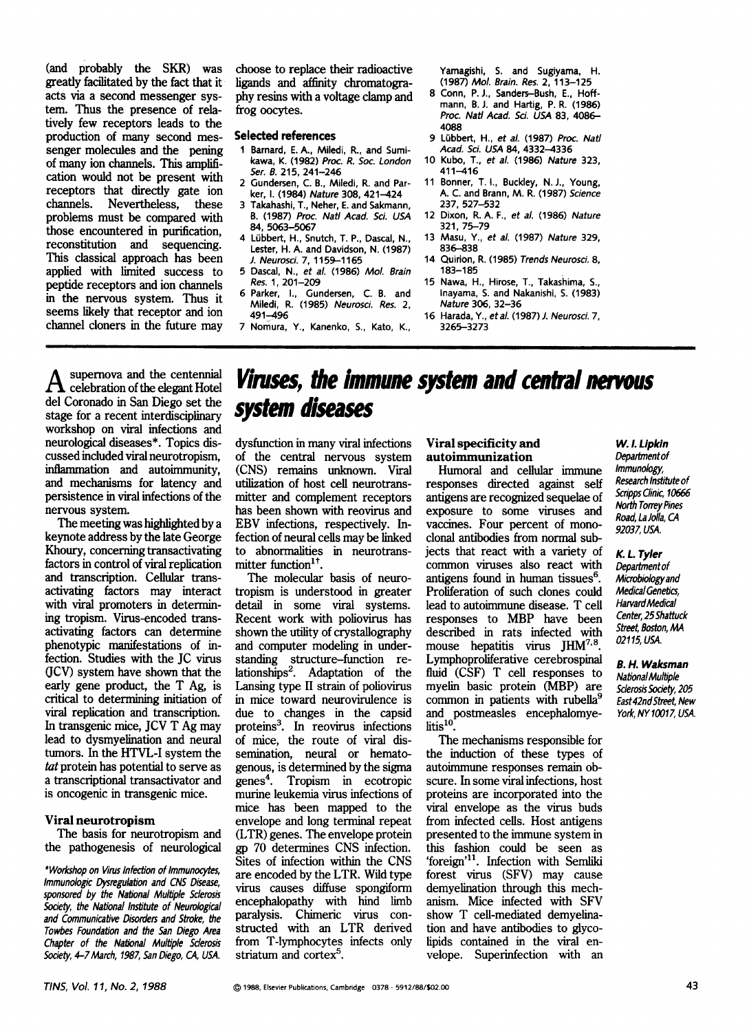(and probably the SKR) was greatly facilitated by the fact that it acts via a second messenger system. Thus the presence of relatively few receptors leads to the production of many second messenger molecules and the pening of many ion channels. This amplification would not be present with receptors that directly gate ion channels. Nevertheless, these problems must be compared with those encountered in purification, reconstitution and sequencing. This classical approach has been applied with limited success to peptide receptors and ion channels in the nervous system. Thus it seems likely that receptor and ion channel cloners in the future may choose to replace their radioactive ligands and affinity chromatography resins with a voltage clamp and frog oocytes.

### Selected references

1. Barnard, E. A., Miledi, R., and Sumikawa, K. (1982) *Proc. R. Soc. London Ser. B.* 215, 241–246
2. Gundersen, C. B., Miledi, R. and Parker, I. (1984) *Nature* 308, 421–424
3. Takahashi, T., Neher, E. and Sakmann, B. (1987) *Proc. Natl Acad. Sci. USA* 84, 5063–5067
4. Lübbert, H., Snutch, T. P., Dascal, N., Lester, H. A. and Davidson, N. (1987) *J. Neurosci.* 7, 1159–1165
5. Dascal, N., *et al.* (1986) *Mol. Brain Res.* 1, 201–209
6. Parker, I., Gundersen, C. B. and Miledi, R. (1985) *Neurosci. Res.* 2, 491–496
7. Nomura, Y., Kanenko, S., Kato, K., Yamagishi, S. and Sugiyama, H. (1987) *Mol. Brain. Res.* 2, 113–125
8. Conn, P. J., Sanders-Bush, E., Hoffmann, B. J. and Hartig, P. R. (1986) *Proc. Natl Acad. Sci. USA* 83, 4086–4088
9. Lübbert, H., *et al.* (1987) *Proc. Natl Acad. Sci. USA* 84, 4332–4336
10. Kubo, T., *et al.* (1986) *Nature* 323, 411–416
11. Bonner, T. I., Buckley, N. J., Young, A. C. and Brann, M. R. (1987) *Science* 237, 527–532
12. Dixon, R. A. F., *et al.* (1986) *Nature* 321, 75–79
13. Masu, Y., *et al.* (1987) *Nature* 329, 836–838
14. Quirion, R. (1985) *Trends Neurosci.* 8, 183–185
15. Nawa, H., Hirose, T., Takashima, S., Inayama, S. and Nakanishi, S. (1983) *Nature* 306, 32–36
16. Harada, Y., *et al.* (1987) *J. Neurosci.* 7, 3265–3273

# Viruses, the immune system and central nervous system diseases

**W. I. Lipkin**
*Department of Immunology, Research Institute of Scripps Clinic, 10666 North Torrey Pines Road, La Jolla, CA 92037, USA.*

**K. L. Tyler**
*Department of Microbiology and Medical Genetics, Harvard Medical Center, 25 Shattuck Street, Boston, MA 02115, USA.*

**B. H. Waksman**
*National Multiple Sclerosis Society, 205 East 42nd Street, New York, NY 10017, USA.*

A supernova and the centennial celebration of the elegant Hotel del Coronado in San Diego set the stage for a recent interdisciplinary workshop on viral infections and neurological diseases*. Topics discussed included viral neurotropism, inflammation and autoimmunity, and mechanisms for latency and persistence in viral infections of the nervous system.

The meeting was highlighted by a keynote address by the late George Khoury, concerning transactivating factors in control of viral replication and transcription. Cellular transactivating factors may interact with viral promoters in determining tropism. Virus-encoded transactivating factors can determine phenotypic manifestations of infection. Studies with the JC virus (JCV) system have shown that the early gene product, the T Ag, is critical to determining initiation of viral replication and transcription. In transgenic mice, JCV T Ag may lead to dysmyelination and neural tumors. In the HTVL-I system the *tat* protein has potential to serve as a transcriptional transactivator and is oncogenic in transgenic mice.

*Workshop on Virus Infection of Immunocytes, Immunologic Dysregulation and CNS Disease, sponsored by the National Multiple Sclerosis Society, the National Institute of Neurological and Communicative Disorders and Stroke, the Towbes Foundation and the San Diego Area Chapter of the National Multiple Sclerosis Society, 4–7 March, 1987, San Diego, CA, USA.*

### Viral neurotropism

The basis for neurotropism and the pathogenesis of neurological dysfunction in many viral infections of the central nervous system (CNS) remains unknown. Viral utilization of host cell neurotransmitter and complement receptors has been shown with reovirus and EBV infections, respectively. Infection of neural cells may be linked to abnormalities in neurotransmitter function[1†].

The molecular basis of neurotropism is understood in greater detail in some viral systems. Recent work with poliovirus has shown the utility of crystallography and computer modeling in understanding structure–function relationships[2]. Adaptation of the Lansing type II strain of poliovirus in mice toward neurovirulence is due to changes in the capsid proteins[3]. In reovirus infections of mice, the route of viral dissemination, neural or hematogenous, is determined by the sigma genes[4]. Tropism in ecotropic murine leukemia virus infections of mice has been mapped to the envelope and long terminal repeat (LTR) genes. The envelope protein gp 70 determines CNS infection. Sites of infection within the CNS are encoded by the LTR. Wild type virus causes diffuse spongiform encephalopathy with hind limb paralysis. Chimeric virus constructed with an LTR derived from T-lymphocytes infects only striatum and cortex[5].

### Viral specificity and autoimmunization

Humoral and cellular immune responses directed against self antigens are recognized sequelae of exposure to some viruses and vaccines. Four percent of monoclonal antibodies from normal subjects that react with a variety of common viruses also react with antigens found in human tissues[6]. Proliferation of such clones could lead to autoimmune disease. T cell responses to MBP have been described in rats infected with mouse hepatitis virus JHM[7,8]. Lymphoproliferative cerebrospinal fluid (CSF) T cell responses to myelin basic protein (MBP) are common in patients with rubella[9] and postmeasles encephalomyelitis[10].

The mechanisms responsible for the induction of these types of autoimmune responses remain obscure. In some viral infections, host proteins are incorporated into the viral envelope as the virus buds from infected cells. Host antigens presented to the immune system in this fashion could be seen as 'foreign'[11]. Infection with Semliki forest virus (SFV) may cause demyelination through this mechanism. Mice infected with SFV show T cell-mediated demyelination and have antibodies to glycolipids contained in the viral envelope. Superinfection with an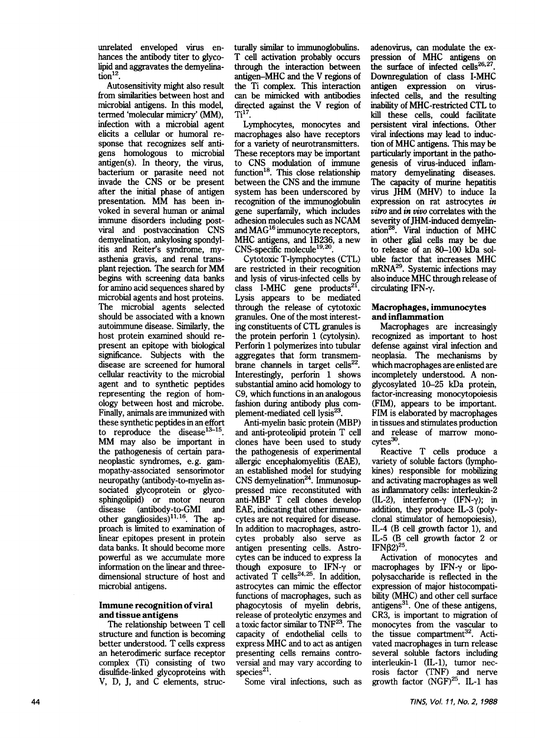unrelated enveloped virus enhances the antibody titer to glycolipid and aggravates the demyelination[12].

Autosensitivity might also result from similarities between host and microbial antigens. In this model, termed 'molecular mimicry' (MM), infection with a microbial agent elicits a cellular or humoral response that recognizes self antigens homologous to microbial antigen(s). In theory, the virus, bacterium or parasite need not invade the CNS or be present after the initial phase of antigen presentation. MM has been invoked in several human or animal immune disorders including postviral and postvaccination CNS demyelination, ankylosing spondylitis and Reiter's syndrome, myasthenia gravis, and renal transplant rejection. The search for MM begins with screening data banks for amino acid sequences shared by microbial agents and host proteins. The microbial agents selected should be associated with a known autoimmune disease. Similarly, the host protein examined should represent an epitope with biological significance. Subjects with the disease are screened for humoral cellular reactivity to the microbial agent and to synthetic peptides representing the region of homology between host and microbe. Finally, animals are immunized with these synthetic peptides in an effort to reproduce the disease[13–15]. MM may also be important in the pathogenesis of certain paraneoplastic syndromes, e.g. gammopathy-associated sensorimotor neuropathy (antibody-to-myelin associated glycoprotein or glycosphingolipid) or motor neuron disease (antibody-to-GMI and other gangliosides)[11,16]. The approach is limited to examination of linear epitopes present in protein data banks. It should become more powerful as we accumulate more information on the linear and three-dimensional structure of host and microbial antigens.

## Immune recognition of viral and tissue antigens

The relationship between T cell structure and function is becoming better understood. T cells express an heterodimeric surface receptor complex (Ti) consisting of two disulfide-linked glycoproteins with V, D, J, and C elements, structurally similar to immunoglobulins. T cell activation probably occurs through the interaction between antigen–MHC and the V regions of the Ti complex. This interaction can be mimicked with antibodies directed against the V region of Ti[17].

Lymphocytes, monocytes and macrophages also have receptors for a variety of neurotransmitters. These receptors may be important to CNS modulation of immune function[18]. This close relationship between the CNS and the immune system has been underscored by recognition of the immunoglobulin gene superfamily, which includes adhesion molecules such as NCAM and MAG[16] immunocyte receptors, MHC antigens, and 1B236, a new CNS-specific molecule[19,20].

Cytotoxic T-lymphocytes (CTL) are restricted in their recognition and lysis of virus-infected cells by class I-MHC gene products[21]. Lysis appears to be mediated through the release of cytotoxic granules. One of the most interesting constituents of CTL granules is the protein perforin 1 (cytolysin). Perforin 1 polymerizes into tubular aggregates that form transmembrane channels in target cells[22]. Interestingly, perforin 1 shows substantial amino acid homology to C9, which functions in an analogous fashion during antibody plus complement-mediated cell lysis[23].

Anti-myelin basic protein (MBP) and anti-proteolipid protein T cell clones have been used to study the pathogenesis of experimental allergic encephalomyelitis (EAE), an established model for studying CNS demyelination[24]. Immunosuppressed mice reconstituted with anti-MBP T cell clones develop EAE, indicating that other immunocytes are not required for disease. In addition to macrophages, astrocytes probably also serve as antigen presenting cells. Astrocytes can be induced to express Ia though exposure to IFN-γ or activated T cells[24,25]. In addition, astrocytes can mimic the effector functions of macrophages, such as phagocytosis of myelin debris, release of proteolytic enzymes and a toxic factor similar to TNF[23]. The capacity of endothelial cells to express MHC and to act as antigen presenting cells remains controversial and may vary according to species[21].

Some viral infections, such as adenovirus, can modulate the expression of MHC antigens on the surface of infected cells[26,27]. Downregulation of class I-MHC antigen expression on virus-infected cells, and the resulting inability of MHC-restricted CTL to kill these cells, could facilitate persistent viral infections. Other viral infections may lead to induction of MHC antigens. This may be particularly important in the pathogenesis of virus-induced inflammatory demyelinating diseases. The capacity of murine hepatitis virus JHM (MHV) to induce Ia expression on rat astrocytes *in vitro* and *in vivo* correlates with the severity of JHM-induced demyelination[28]. Viral induction of MHC in other glial cells may be due to release of an 80–100 kDa soluble factor that increases MHC mRNA[29]. Systemic infections may also induce MHC through release of circulating IFN-γ.

## Macrophages, immunocytes and inflammation

Macrophages are increasingly recognized as important to host defense against viral infection and neoplasia. The mechanisms by which macrophages are enlisted are incompletely understood. A nonglycosylated 10–25 kDa protein, factor-increasing monocytopoiesis (FIM), appears to be important. FIM is elaborated by macrophages in tissues and stimulates production and release of marrow monocytes[30].

Reactive T cells produce a variety of soluble factors (lymphokines) responsible for mobilizing and activating macrophages as well as inflammatory cells: interleukin-2 (IL-2), interferon-γ (IFN-γ); in addition, they produce IL-3 (polyclonal stimulator of hemopoiesis), IL-4 (B cell growth factor 1), and IL-5 (B cell growth factor 2 or IFNβ2)[25].

Activation of monocytes and macrophages by IFN-γ or lipopolysaccharide is reflected in the expression of major histocompatibility (MHC) and other cell surface antigens[31]. One of these antigens, CR3, is important to migration of monocytes from the vascular to the tissue compartment[32]. Activated macrophages in turn release several soluble factors including interleukin-1 (IL-1), tumor necrosis factor (TNF) and nerve growth factor (NGF)[25]. IL-1 has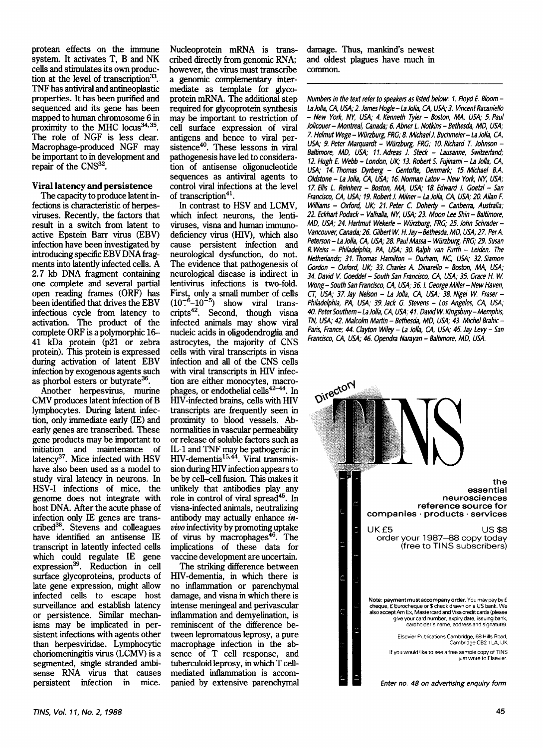protean effects on the immune system. It activates T, B and NK cells and stimulates its own production at the level of transcription[33]. TNF has antiviral and antineoplastic properties. It has been purified and sequenced and its gene has been mapped to human chromosome 6 in proximity to the MHC locus[34,35]. The role of NGF is less clear. Macrophage-produced NGF may be important to in development and repair of the CNS[32].

### Viral latency and persistence

The capacity to produce latent infections is characteristic of herpesviruses. Recently, the factors that result in a switch from latent to active Epstein Barr virus (EBV) infection have been investigated by introducing specific EBV DNA fragments into latently infected cells. A 2.7 kb DNA fragment containing one complete and several partial open reading frames (ORF) has been identified that drives the EBV infectious cycle from latency to activation. The product of the complete ORF is a polymorphic 16–41 kDa protein (p21 or zebra protein). This protein is expressed during activation of latent EBV infection by exogenous agents such as phorbol esters or butyrate[36].

Another herpesvirus, murine CMV produces latent infection of B lymphocytes. During latent infection, only immediate early (IE) and early genes are transcribed. These gene products may be important to initiation and maintenance of latency[37]. Mice infected with HSV have also been used as a model to study viral latency in neurons. In HSV-I infections of mice, the genome does not integrate with host DNA. After the acute phase of infection only IE genes are transcribed[38]. Stevens and colleagues have identified an antisense IE transcript in latently infected cells which could regulate IE gene expression[39]. Reduction in cell surface glycoproteins, products of late gene expression, might allow infected cells to escape host surveillance and establish latency or persistence. Similar mechanisms may be implicated in persistent infections with agents other than herpesviridae. Lymphocytic choriomeningitis virus (LCMV) is a segmented, single stranded ambisense RNA virus that causes persistent infection in mice. Nucleoprotein mRNA is transcribed directly from genomic RNA; however, the virus must transcribe a genomic complementary intermediate as template for glycoprotein mRNA. The additional step required for glycoprotein synthesis may be important to restriction of cell surface expression of viral antigens and hence to viral persistence[40]. These lessons in viral pathogenesis have led to consideration of antisense oligonucleotide sequences as antiviral agents to control viral infections at the level of transcription[41].

In contrast to HSV and LCMV, which infect neurons, the lentiviruses, visna and human immunodeficiency virus (HIV), which also cause persistent infection and neurological dysfunction, do not. The evidence that pathogenesis of neurological disease is indirect in lentivirus infections is two-fold. First, only a small number of cells ($10^{-6}$–$10^{-5}$) show viral transcripts[42]. Second, though visna infected animals may show viral nucleic acids in oligodendroglia and astrocytes, the majority of CNS cells with viral transcripts in visna infection and all of the CNS cells with viral transcripts in HIV infection are either monocytes, macrophages, or endothelial cells[42–44]. In HIV-infected brains, cells with HIV transcripts are frequently seen in proximity to blood vessels. Abnormalities in vascular permeability or release of soluble factors such as IL-1 and TNF may be pathogenic in HIV-dementia[15,44]. Viral transmission during HIV infection appears to be by cell–cell fusion. This makes it unlikely that antibodies play any role in control of viral spread[45]. In visna-infected animals, neutralizing antibody may actually enhance *in-vivo* infectivity by promoting uptake of virus by macrophages[46]. The implications of these data for vaccine development are uncertain.

The striking difference between HIV-dementia, in which there is no inflammation or parenchymal damage, and visna in which there is intense meningeal and perivascular inflammation and demyelination, is reminiscent of the difference between lepromatous leprosy, a pure macrophage infection in the absence of T cell response, and tuberculoid leprosy, in which T cell-mediated inflammation is accompanied by extensive parenchymal damage. Thus, mankind's newest and oldest plagues have much in common.

*Numbers in the text refer to speakers as listed below: 1. Floyd E. Bloom – La Jolla, CA, USA; 2. James Hogle – La Jolla, CA, USA; 3. Vincent Racaniello – New York, NY, USA; 4. Kenneth Tyler – Boston, MA, USA; 5. Paul Jolicouer – Montreal, Canada; 6. Abner L. Notkins – Bethesda, MD, USA; 7. Helmut Wege – Würzburg, FRG; 8. Michael J. Buchmeier – La Jolla, CA, USA; 9. Peter Marquardt – Würzburg, FRG; 10. Richard T. Johnson – Baltimore, MD, USA; 11. Adreas J. Steck – Lausanne, Switzerland; 12. Hugh E. Webb – London, UK; 13. Robert S. Fujinami – La Jolla, CA, USA; 14. Thomas Dyrberg – Gentofte, Denmark; 15. Michael B.A. Oldstone – La Jolla, CA, USA; 16. Norman Latov – New York, NY, USA; 17. Ellis L. Reinherz – Boston, MA, USA; 18. Edward J. Goetzl – San Francisco, CA, USA; 19. Robert J. Milner – La Jolla, CA, USA; 20. Allan F. Williams – Oxford, UK; 21. Peter C. Doherty – Canberra, Australia; 22. Eckhart Podack – Valhalla, NY, USA; 23. Moon Lee Shin – Baltimore, MD, USA; 24. Hartmut Wekerle – Würzburg, FRG; 25. John Schrader – Vancouver, Canada; 26. Gilbert W. H. Jay – Bethesda, MD, USA; 27. Per A. Peterson – La Jolla, CA, USA; 28. Paul Massa – Würzburg, FRG; 29. Susan R. Weiss – Philadelphia, PA, USA; 30. Ralph van Furth – Leiden, The Netherlands; 31. Thomas Hamilton – Durham, NC, USA; 32. Siamon Gordon – Oxford, UK; 33. Charles A. Dinarello – Boston, MA, USA; 34. David V. Goeddel – South San Francisco, CA, USA; 35. Grace H. W. Wong – South San Francisco, CA, USA; 36. I. George Miller – New Haven, CT, USA; 37. Jay Nelson – La Jolla, CA, USA; 38. Nigel W. Fraser – Philadelphia, PA, USA; 39. Jack G. Stevens – Los Angeles, CA, USA; 40. Peter Southern – La Jolla, CA, USA; 41. David W. Kingsbury – Memphis, TN, USA; 42. Malcolm Martin – Bethesda, MD, USA; 43. Michel Brahic – Paris, France; 44. Clayton Wiley – La Jolla, CA, USA; 45. Jay Levy – San Francisco, CA, USA; 46. Opendra Narayan – Baltimore, MD, USA.*

Directory TINS

the essential neurosciences reference source for companies · products · services

UK £5 US $8

order your 1987–88 copy today (free to TINS subscribers)

Note: payment must accompany order. You may pay by £ cheque, £ Eurocheque or $ check drawn on a US bank. We also accept Am Ex, Mastercard and Visa credit cards (please give your card number, expiry date, issuing bank, cardholder's name, address and signature).

Elsevier Publications Cambridge, 68 Hills Road, Cambridge CB2 1LA, UK

If you would like to see a free sample copy of TINS just write to Elsevier.

*Enter no. 48 on advertising enquiry form*